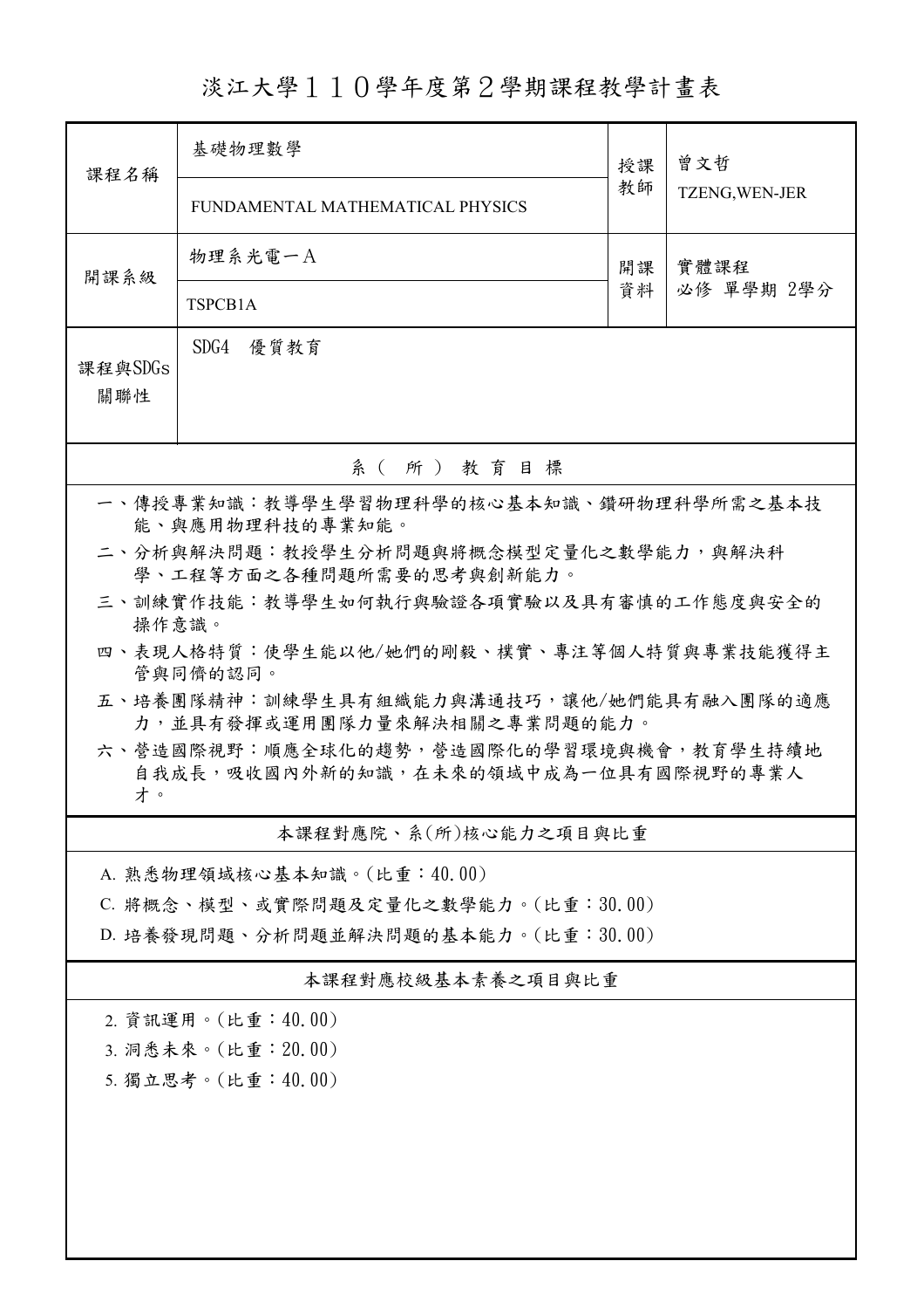# 淡江大學１１０學年度第２學期課程教學計畫表

| 課程名稱 | 基礎物理數學<br>FUNDAMENTAL MATHEMATICAL PHYSICS | 授課教師 | 曾文哲<br>TZENG,WEN-JER |
|---|---|---|---|
| 開課系級 | 物理系光電一Ａ<br>TSPCB1A | 開課資料 | 實體課程<br>必修 單學期 2學分 |
| 課程與SDGs關聯性 | SDG4 優質教育 | | |

## 系（所）教育目標

一、傳授專業知識：教導學生學習物理科學的核心基本知識、鑽研物理科學所需之基本技能、與應用物理科技的專業知能。

二、分析與解決問題：教授學生分析問題與將概念模型定量化之數學能力，與解決科學、工程等方面之各種問題所需要的思考與創新能力。

三、訓練實作技能：教導學生如何執行與驗證各項實驗以及具有審慎的工作態度與安全的操作意識。

四、表現人格特質：使學生能以他/她們的剛毅、樸實、專注等個人特質與專業技能獲得主管與同儕的認同。

五、培養團隊精神：訓練學生具有組織能力與溝通技巧，讓他/她們能具有融入團隊的適應力，並具有發揮或運用團隊力量來解決相關之專業問題的能力。

六、營造國際視野：順應全球化的趨勢，營造國際化的學習環境與機會，教育學生持續地自我成長，吸收國內外新的知識，在未來的領域中成為一位具有國際視野的專業人才。

## 本課程對應院、系(所)核心能力之項目與比重

A. 熟悉物理領域核心基本知識。(比重：40.00)

C. 將概念、模型、或實際問題及定量化之數學能力。(比重：30.00)

D. 培養發現問題、分析問題並解決問題的基本能力。(比重：30.00)

## 本課程對應校級基本素養之項目與比重

2. 資訊運用。(比重：40.00)
3. 洞悉未來。(比重：20.00)
5. 獨立思考。(比重：40.00)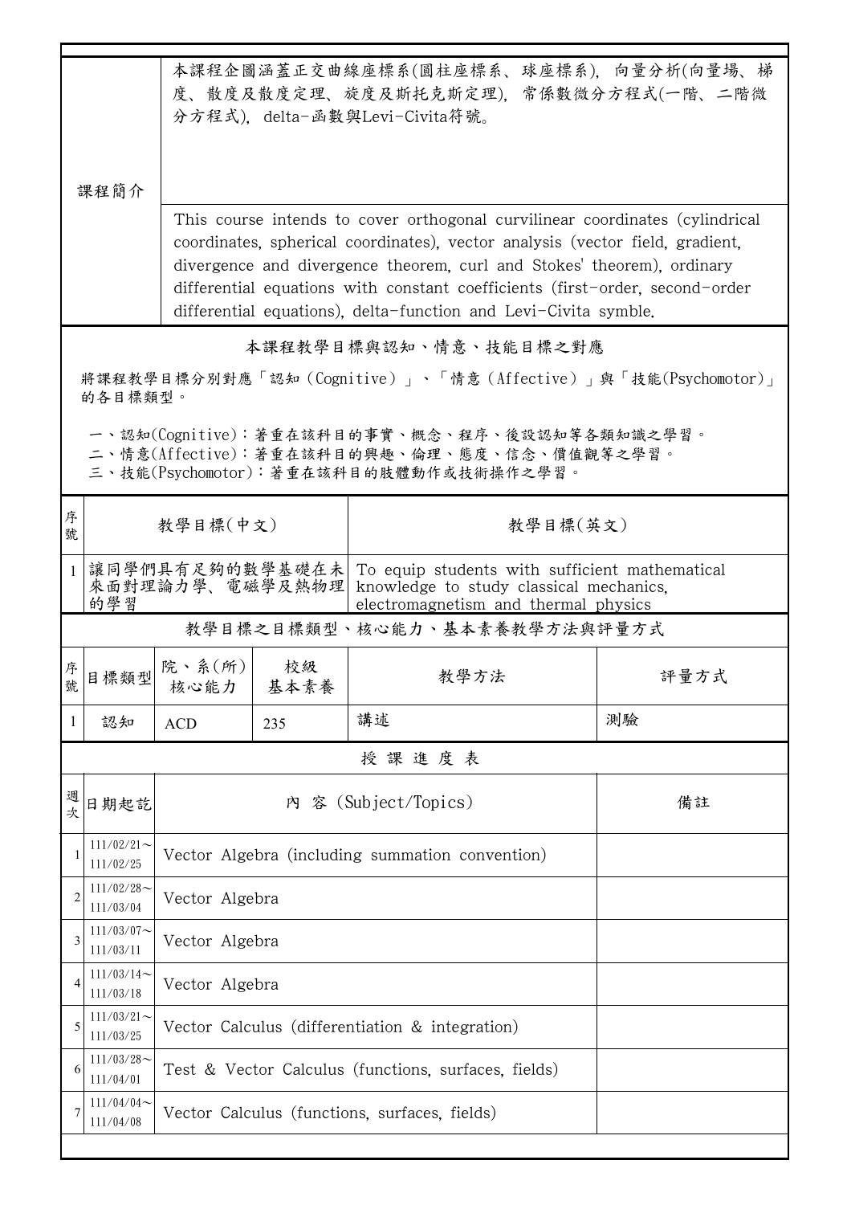| 課程簡介 | 本課程企圖涵蓋正交曲線座標系(圓柱座標系、球座標系)，向量分析(向量場、梯度、散度及散度定理、旋度及斯托克斯定理)，常係數微分方程式(一階、二階微分方程式)，delta-函數與Levi-Civita符號。 |
|---|---|
| | This course intends to cover orthogonal curvilinear coordinates (cylindrical coordinates, spherical coordinates), vector analysis (vector field, gradient, divergence and divergence theorem, curl and Stokes' theorem), ordinary differential equations with constant coefficients (first-order, second-order differential equations), delta-function and Levi-Civita symble. |

## 本課程教學目標與認知、情意、技能目標之對應

將課程教學目標分別對應「認知（Cognitive）」、「情意（Affective）」與「技能(Psychomotor)」的各目標類型。

一、認知(Cognitive)：著重在該科目的事實、概念、程序、後設認知等各類知識之學習。
二、情意(Affective)：著重在該科目的興趣、倫理、態度、信念、價值觀等之學習。
三、技能(Psychomotor)：著重在該科目的肢體動作或技術操作之學習。

| 序號 | 教學目標(中文) | 教學目標(英文) |
|---|---|---|
| 1 | 讓同學們具有足夠的數學基礎在未來面對理論力學、電磁學及熱物理的學習 | To equip students with sufficient mathematical knowledge to study classical mechanics, electromagnetism and thermal physics |

## 教學目標之目標類型、核心能力、基本素養教學方法與評量方式

| 序號 | 目標類型 | 院、系(所)核心能力 | 校級基本素養 | 教學方法 | 評量方式 |
|---|---|---|---|---|---|
| 1 | 認知 | ACD | 235 | 講述 | 測驗 |

## 授 課 進 度 表

| 週次 | 日期起訖 | 內 容 (Subject/Topics) | 備註 |
|---|---|---|---|
| 1 | 111/02/21～111/02/25 | Vector Algebra (including summation convention) | |
| 2 | 111/02/28～111/03/04 | Vector Algebra | |
| 3 | 111/03/07～111/03/11 | Vector Algebra | |
| 4 | 111/03/14～111/03/18 | Vector Algebra | |
| 5 | 111/03/21～111/03/25 | Vector Calculus (differentiation & integration) | |
| 6 | 111/03/28～111/04/01 | Test & Vector Calculus (functions, surfaces, fields) | |
| 7 | 111/04/04～111/04/08 | Vector Calculus (functions, surfaces, fields) | |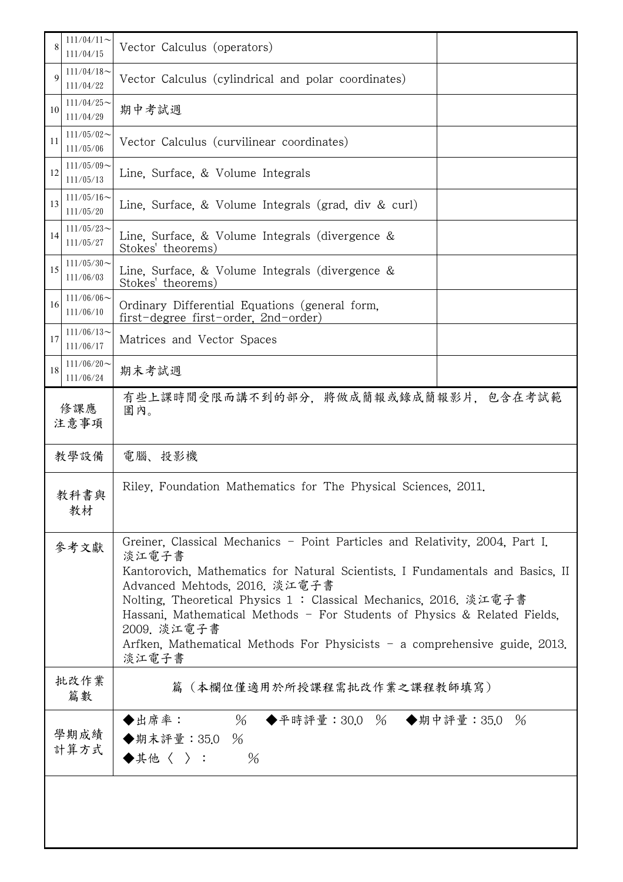| 8 | 111/04/11～<br>111/04/15 | Vector Calculus (operators) | |
|---|---|---|---|
| 9 | 111/04/18～<br>111/04/22 | Vector Calculus (cylindrical and polar coordinates) | |
| 10 | 111/04/25～<br>111/04/29 | 期中考試週 | |
| 11 | 111/05/02～<br>111/05/06 | Vector Calculus (curvilinear coordinates) | |
| 12 | 111/05/09～<br>111/05/13 | Line, Surface, & Volume Integrals | |
| 13 | 111/05/16～<br>111/05/20 | Line, Surface, & Volume Integrals (grad, div & curl) | |
| 14 | 111/05/23～<br>111/05/27 | Line, Surface, & Volume Integrals (divergence & Stokes' theorems) | |
| 15 | 111/05/30～<br>111/06/03 | Line, Surface, & Volume Integrals (divergence & Stokes' theorems) | |
| 16 | 111/06/06～<br>111/06/10 | Ordinary Differential Equations (general form, first-degree first-order, 2nd-order) | |
| 17 | 111/06/13～<br>111/06/17 | Matrices and Vector Spaces | |
| 18 | 111/06/20～<br>111/06/24 | 期末考試週 | |

| 項目 | 內容 |
|---|---|
| 修課應注意事項 | 有些上課時間受限而講不到的部分，將做成簡報或錄成簡報影片，包含在考試範圍內。 |
| 教學設備 | 電腦、投影機 |
| 教科書與教材 | Riley, Foundation Mathematics for The Physical Sciences, 2011. |
| 參考文獻 | Greiner, Classical Mechanics - Point Particles and Relativity, 2004, Part I. 淡江電子書<br>Kantorovich, Mathematics for Natural Scientists. I Fundamentals and Basics, II Advanced Mehtods, 2016. 淡江電子書<br>Nolting, Theoretical Physics 1 : Classical Mechanics, 2016. 淡江電子書<br>Hassani, Mathematical Methods - For Students of Physics & Related Fields, 2009. 淡江電子書<br>Arfken, Mathematical Methods For Physicists - a comprehensive guide, 2013. 淡江電子書 |
| 批改作業篇數 | 篇（本欄位僅適用於所授課程需批改作業之課程教師填寫） |
| 學期成績計算方式 | ◆出席率：　　%　◆平時評量：30.0 %　◆期中評量：35.0 %<br>◆期末評量：35.0 %<br>◆其他〈 〉：　　% |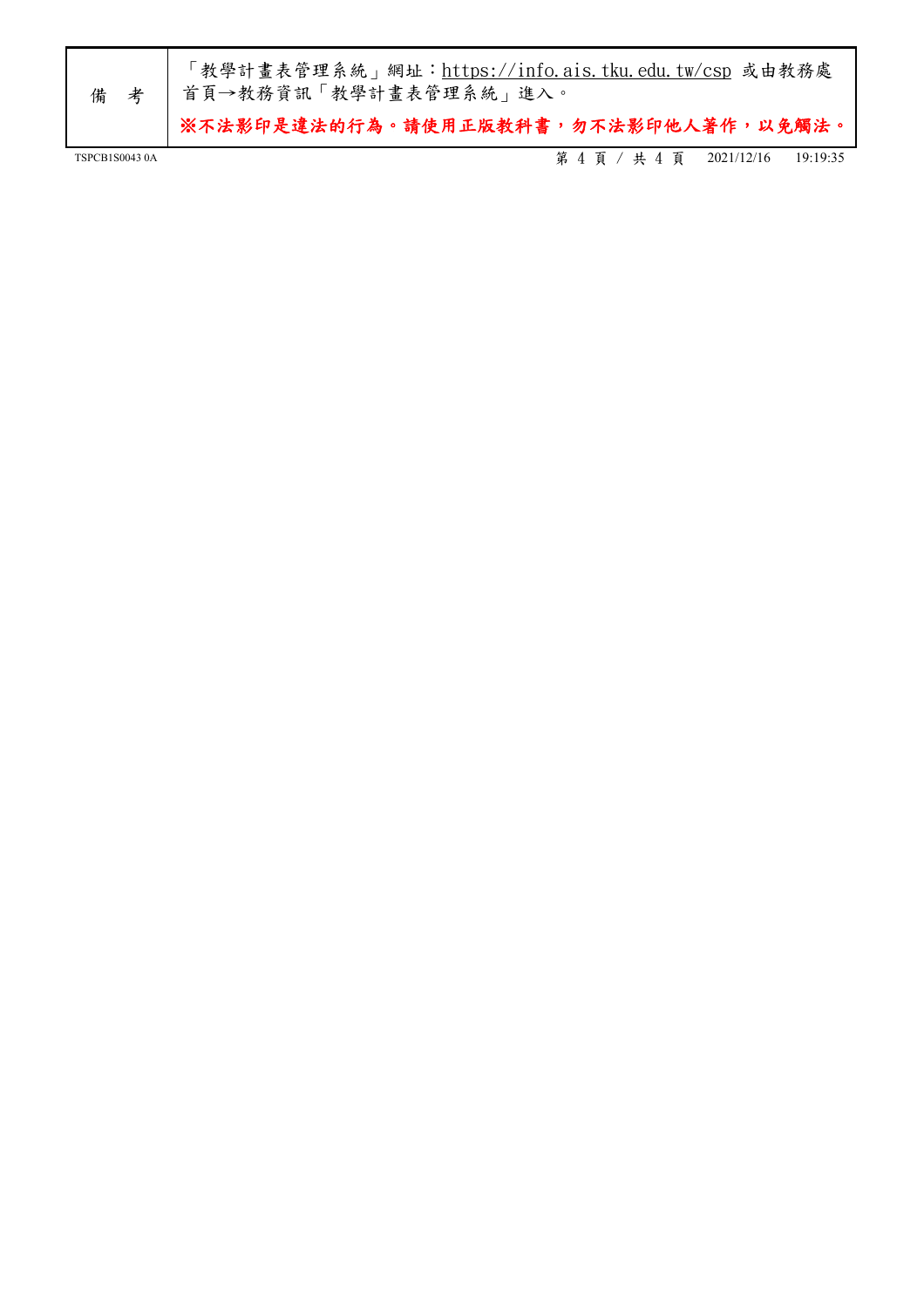| | |
|---|---|
| 備　考 | 「教學計畫表管理系統」網址：https://info.ais.tku.edu.tw/csp 或由教務處首頁→教務資訊「教學計畫表管理系統」進入。<br>**※不法影印是違法的行為。請使用正版教科書，勿不法影印他人著作，以免觸法。** |

TSPCB1S0043 0A　　2021/12/16　19:19:35